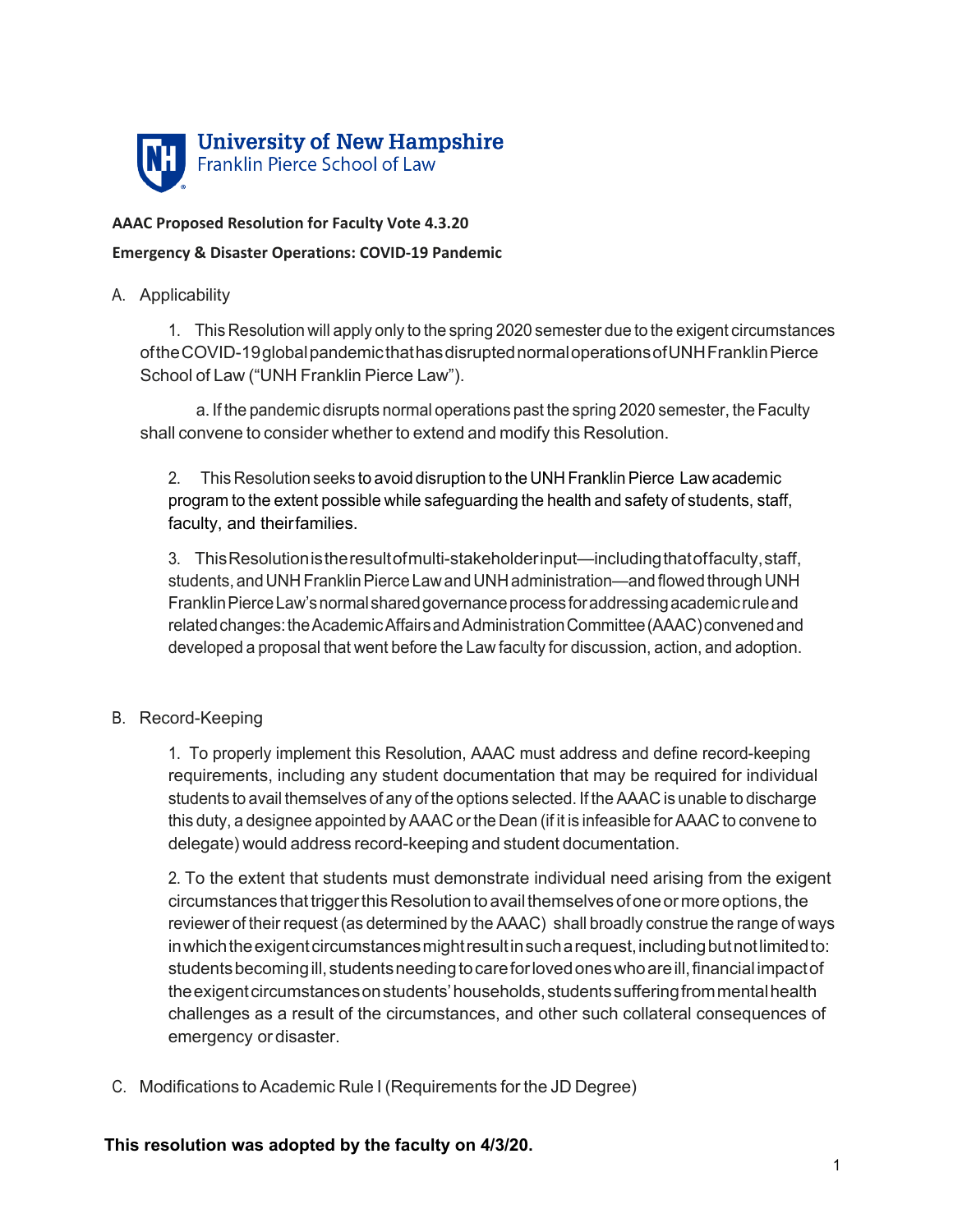University of New Hampshire
Franklin Pierce School of Law

**AAAC Proposed Resolution for Faculty Vote 4.3.20**

**Emergency & Disaster Operations: COVID-19 Pandemic**

A. Applicability

1. This Resolution will apply only to the spring 2020 semester due to the exigent circumstances of the COVID-19 global pandemic that has disrupted normal operations of UNH Franklin Pierce School of Law ("UNH Franklin Pierce Law").

    a. If the pandemic disrupts normal operations past the spring 2020 semester, the Faculty shall convene to consider whether to extend and modify this Resolution.

2. This Resolution seeks to avoid disruption to the UNH Franklin Pierce Law academic program to the extent possible while safeguarding the health and safety of students, staff, faculty, and their families.

3. This Resolution is the result of multi-stakeholder input—including that of faculty, staff, students, and UNH Franklin Pierce Law and UNH administration—and flowed through UNH Franklin Pierce Law's normal shared governance process for addressing academic rule and related changes: the Academic Affairs and Administration Committee (AAAC) convened and developed a proposal that went before the Law faculty for discussion, action, and adoption.

B. Record-Keeping

1. To properly implement this Resolution, AAAC must address and define record-keeping requirements, including any student documentation that may be required for individual students to avail themselves of any of the options selected. If the AAAC is unable to discharge this duty, a designee appointed by AAAC or the Dean (if it is infeasible for AAAC to convene to delegate) would address record-keeping and student documentation.

2. To the extent that students must demonstrate individual need arising from the exigent circumstances that trigger this Resolution to avail themselves of one or more options, the reviewer of their request (as determined by the AAAC) shall broadly construe the range of ways in which the exigent circumstances might result in such a request, including but not limited to: students becoming ill, students needing to care for loved ones who are ill, financial impact of the exigent circumstances on students' households, students suffering from mental health challenges as a result of the circumstances, and other such collateral consequences of emergency or disaster.

C. Modifications to Academic Rule I (Requirements for the JD Degree)

**This resolution was adopted by the faculty on 4/3/20.**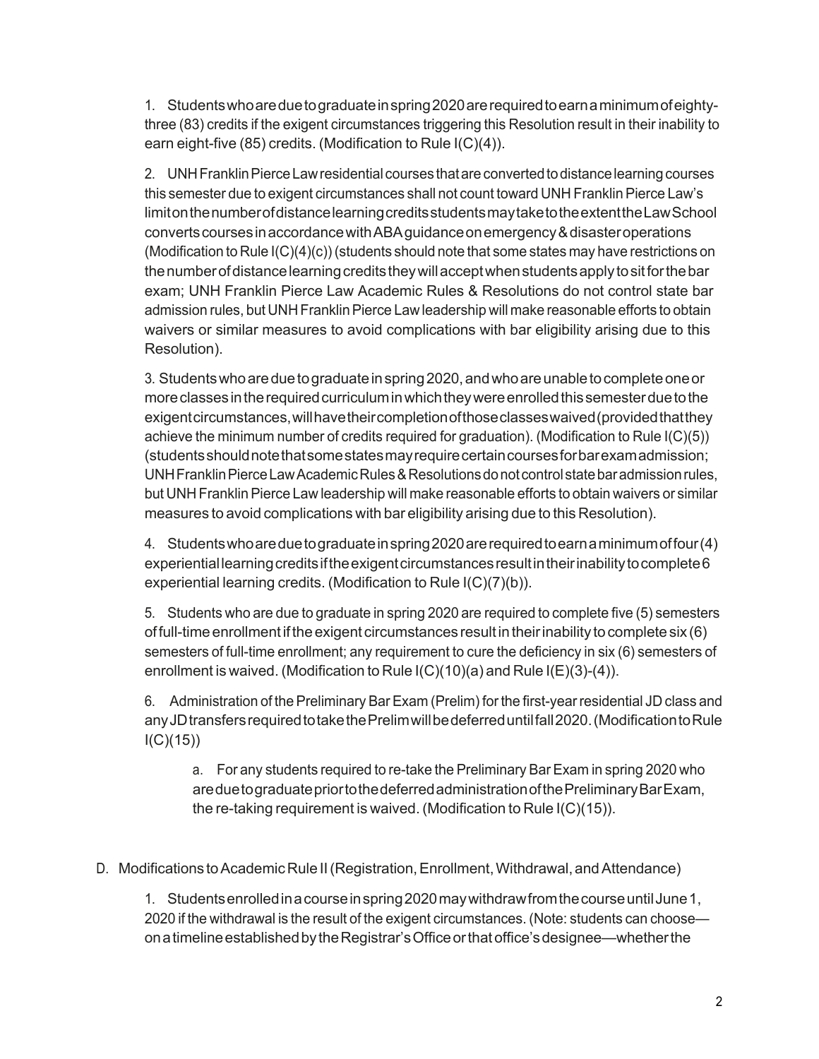1. Students who are due to graduate in spring 2020 are required to earn a minimum of eighty-three (83) credits if the exigent circumstances triggering this Resolution result in their inability to earn eight-five (85) credits. (Modification to Rule I(C)(4)).

2. UNH Franklin Pierce Law residential courses that are converted to distance learning courses this semester due to exigent circumstances shall not count toward UNH Franklin Pierce Law's limit on the number of distance learning credits students may take to the extent the Law School converts courses in accordance with ABA guidance on emergency & disaster operations (Modification to Rule I(C)(4)(c)) (students should note that some states may have restrictions on the number of distance learning credits they will accept when students apply to sit for the bar exam; UNH Franklin Pierce Law Academic Rules & Resolutions do not control state bar admission rules, but UNH Franklin Pierce Law leadership will make reasonable efforts to obtain waivers or similar measures to avoid complications with bar eligibility arising due to this Resolution).

3. Students who are due to graduate in spring 2020, and who are unable to complete one or more classes in the required curriculum in which they were enrolled this semester due to the exigent circumstances, will have their completion of those classes waived (provided that they achieve the minimum number of credits required for graduation). (Modification to Rule I(C)(5)) (students should note that some states may require certain courses for bar exam admission; UNH Franklin Pierce Law Academic Rules & Resolutions do not control state bar admission rules, but UNH Franklin Pierce Law leadership will make reasonable efforts to obtain waivers or similar measures to avoid complications with bar eligibility arising due to this Resolution).

4. Students who are due to graduate in spring 2020 are required to earn a minimum of four (4) experiential learning credits if the exigent circumstances result in their inability to complete 6 experiential learning credits. (Modification to Rule I(C)(7)(b)).

5. Students who are due to graduate in spring 2020 are required to complete five (5) semesters of full-time enrollment if the exigent circumstances result in their inability to complete six (6) semesters of full-time enrollment; any requirement to cure the deficiency in six (6) semesters of enrollment is waived. (Modification to Rule I(C)(10)(a) and Rule I(E)(3)-(4)).

6. Administration of the Preliminary Bar Exam (Prelim) for the first-year residential JD class and any JD transfers required to take the Prelim will be deferred until fall 2020. (Modification to Rule I(C)(15))

   a. For any students required to re-take the Preliminary Bar Exam in spring 2020 who are due to graduate prior to the deferred administration of the Preliminary Bar Exam, the re-taking requirement is waived. (Modification to Rule I(C)(15)).

D. Modifications to Academic Rule II (Registration, Enrollment, Withdrawal, and Attendance)

1. Students enrolled in a course in spring 2020 may withdraw from the course until June 1, 2020 if the withdrawal is the result of the exigent circumstances. (Note: students can choose—on a timeline established by the Registrar's Office or that office's designee—whether the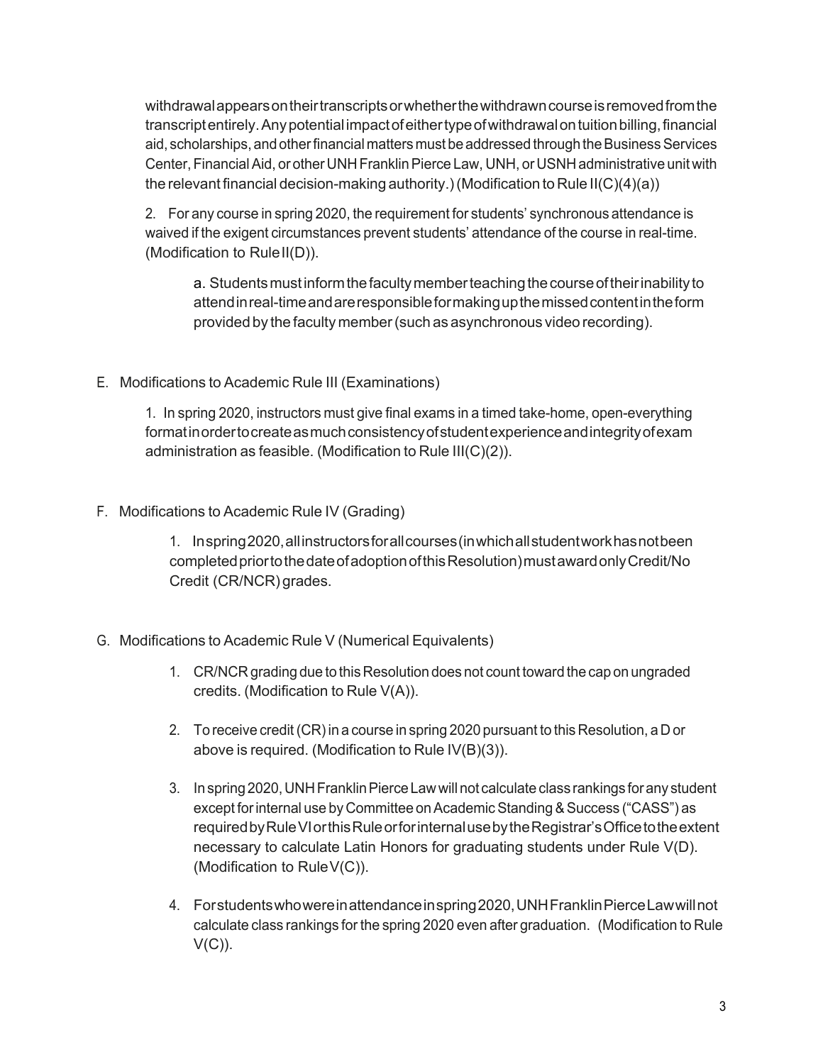withdrawal appears on their transcripts or whether the withdrawn course is removed from the transcript entirely. Any potential impact of either type of withdrawal on tuition billing, financial aid, scholarships, and other financial matters must be addressed through the Business Services Center, Financial Aid, or other UNH Franklin Pierce Law, UNH, or USNH administrative unit with the relevant financial decision-making authority.) (Modification to Rule II(C)(4)(a))

2. For any course in spring 2020, the requirement for students' synchronous attendance is waived if the exigent circumstances prevent students' attendance of the course in real-time. (Modification to Rule II(D)).

   a. Students must inform the faculty member teaching the course of their inability to attend in real-time and are responsible for making up the missed content in the form provided by the faculty member (such as asynchronous video recording).

E. Modifications to Academic Rule III (Examinations)

1. In spring 2020, instructors must give final exams in a timed take-home, open-everything format in order to create as much consistency of student experience and integrity of exam administration as feasible. (Modification to Rule III(C)(2)).

F. Modifications to Academic Rule IV (Grading)

1. In spring 2020, all instructors for all courses (in which all student work has not been completed prior to the date of adoption of this Resolution) must award only Credit/No Credit (CR/NCR) grades.

G. Modifications to Academic Rule V (Numerical Equivalents)

1. CR/NCR grading due to this Resolution does not count toward the cap on ungraded credits. (Modification to Rule V(A)).

2. To receive credit (CR) in a course in spring 2020 pursuant to this Resolution, a D or above is required. (Modification to Rule IV(B)(3)).

3. In spring 2020, UNH Franklin Pierce Law will not calculate class rankings for any student except for internal use by Committee on Academic Standing & Success ("CASS") as required by Rule VI or this Rule or for internal use by the Registrar's Office to the extent necessary to calculate Latin Honors for graduating students under Rule V(D). (Modification to Rule V(C)).

4. For students who were in attendance in spring 2020, UNH Franklin Pierce Law will not calculate class rankings for the spring 2020 even after graduation. (Modification to Rule V(C)).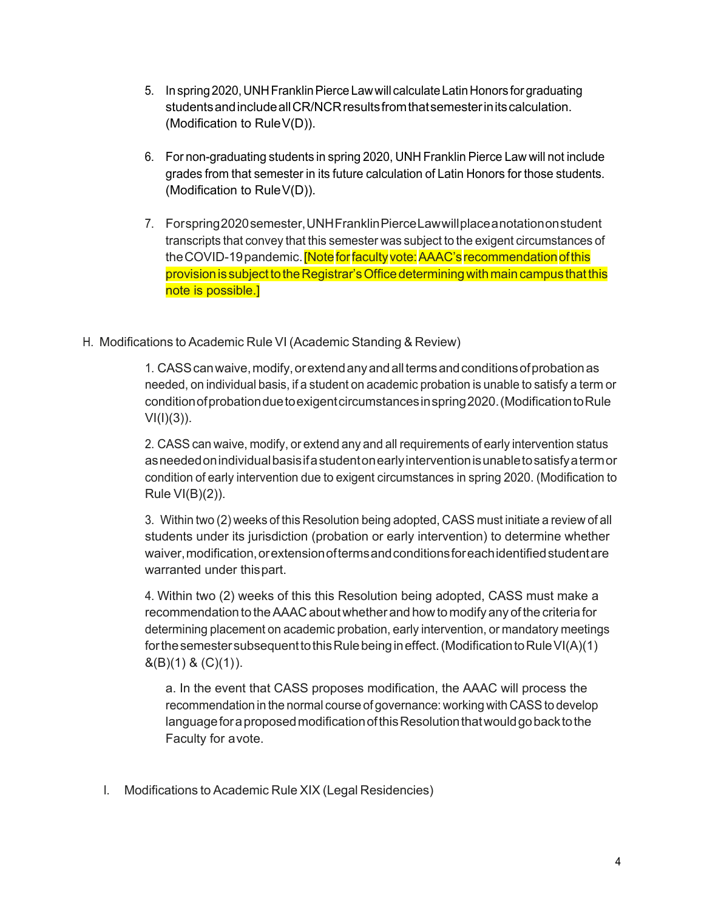5. In spring 2020, UNH Franklin Pierce Law will calculate Latin Honors for graduating students and include all CR/NCR results from that semester in its calculation. (Modification to Rule V(D)).

6. For non-graduating students in spring 2020, UNH Franklin Pierce Law will not include grades from that semester in its future calculation of Latin Honors for those students. (Modification to Rule V(D)).

7. For spring 2020 semester, UNH Franklin Pierce Law will place a notation on student transcripts that convey that this semester was subject to the exigent circumstances of the COVID-19 pandemic. [Note for faculty vote: AAAC's recommendation of this provision is subject to the Registrar's Office determining with main campus that this note is possible.]

H. Modifications to Academic Rule VI (Academic Standing & Review)

1. CASS can waive, modify, or extend any and all terms and conditions of probation as needed, on individual basis, if a student on academic probation is unable to satisfy a term or condition of probation due to exigent circumstances in spring 2020. (Modification to Rule VI(I)(3)).

2. CASS can waive, modify, or extend any and all requirements of early intervention status as needed on individual basis if a student on early intervention is unable to satisfy a term or condition of early intervention due to exigent circumstances in spring 2020. (Modification to Rule VI(B)(2)).

3. Within two (2) weeks of this Resolution being adopted, CASS must initiate a review of all students under its jurisdiction (probation or early intervention) to determine whether waiver, modification, or extension of terms and conditions for each identified student are warranted under this part.

4. Within two (2) weeks of this this Resolution being adopted, CASS must make a recommendation to the AAAC about whether and how to modify any of the criteria for determining placement on academic probation, early intervention, or mandatory meetings for the semester subsequent to this Rule being in effect. (Modification to Rule VI(A)(1) &(B)(1) & (C)(1)).

   a. In the event that CASS proposes modification, the AAAC will process the recommendation in the normal course of governance: working with CASS to develop language for a proposed modification of this Resolution that would go back to the Faculty for a vote.

I. Modifications to Academic Rule XIX (Legal Residencies)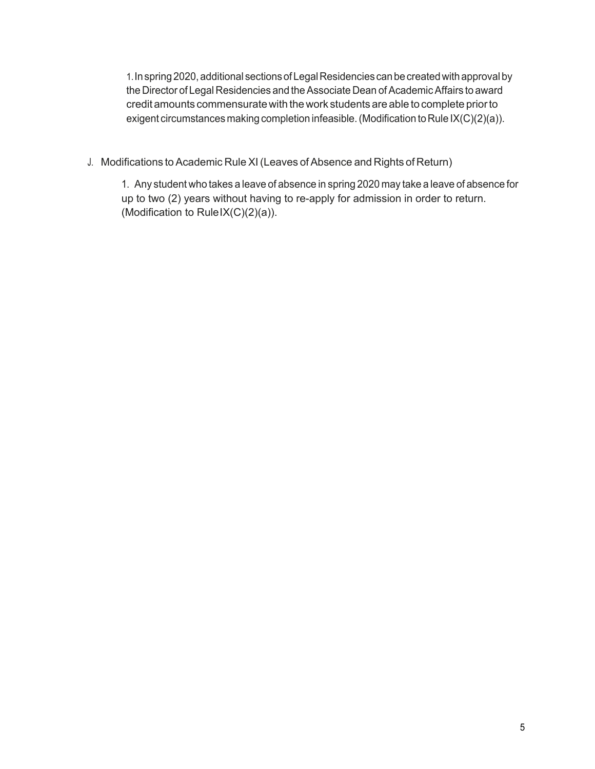1. In spring 2020, additional sections of Legal Residencies can be created with approval by the Director of Legal Residencies and the Associate Dean of Academic Affairs to award credit amounts commensurate with the work students are able to complete prior to exigent circumstances making completion infeasible. (Modification to Rule IX(C)(2)(a)).

J. Modifications to Academic Rule XI (Leaves of Absence and Rights of Return)

1. Any student who takes a leave of absence in spring 2020 may take a leave of absence for up to two (2) years without having to re-apply for admission in order to return. (Modification to Rule IX(C)(2)(a)).